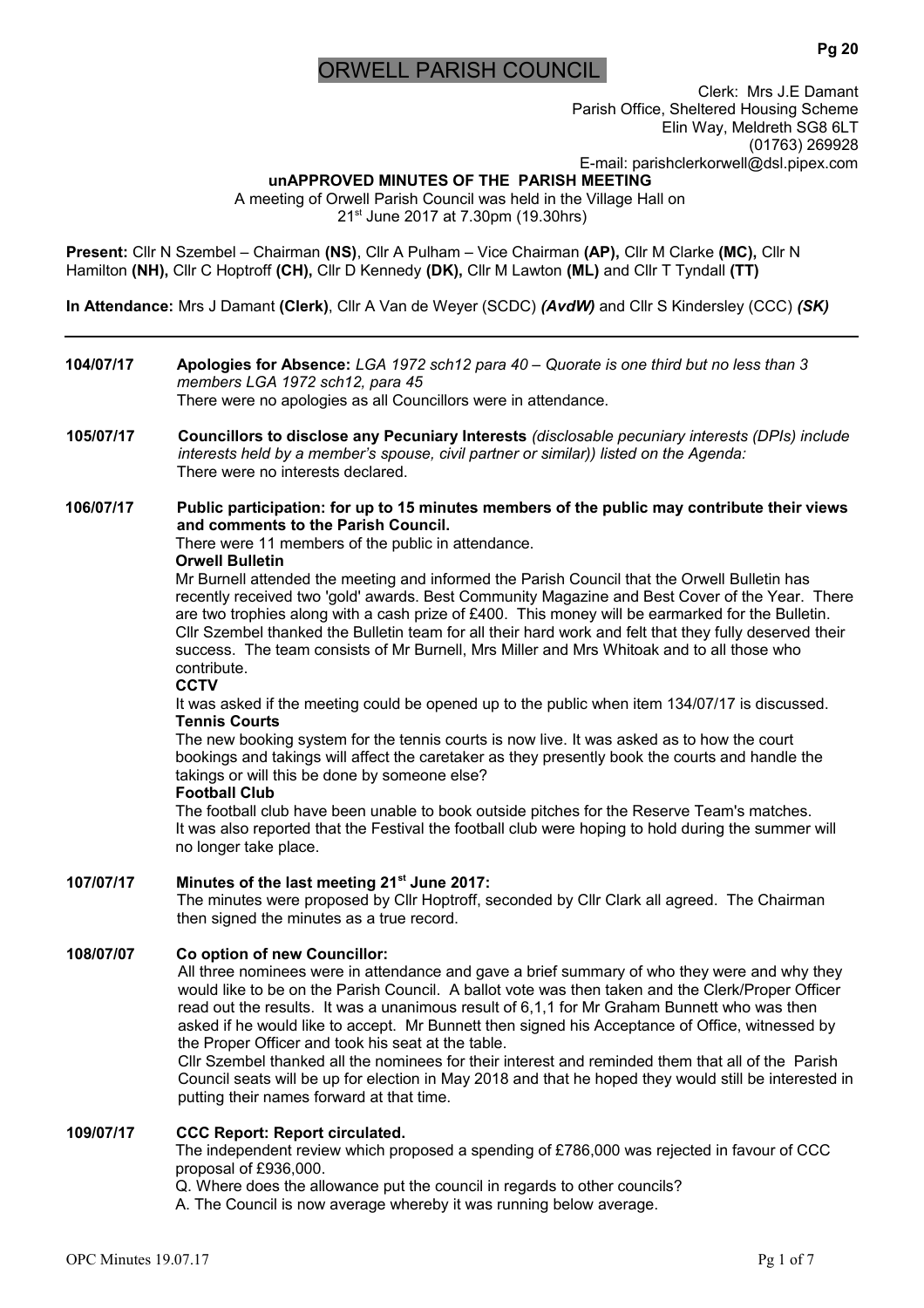# ORWELL PARISH COUNCIL

Clerk: Mrs J.E Damant
Parish Office, Sheltered Housing Scheme
Elin Way, Meldreth SG8 6LT
(01763) 269928
E-mail: parishclerkorwell@dsl.pipex.com

**unAPPROVED MINUTES OF THE PARISH MEETING**

A meeting of Orwell Parish Council was held in the Village Hall on
21st June 2017 at 7.30pm (19.30hrs)

**Present:** Cllr N Szembel – Chairman **(NS)**, Cllr A Pulham – Vice Chairman **(AP),** Cllr M Clarke **(MC),** Cllr N Hamilton **(NH),** Cllr C Hoptroff **(CH),** Cllr D Kennedy **(DK),** Cllr M Lawton **(ML)** and Cllr T Tyndall **(TT)**

**In Attendance:** Mrs J Damant **(Clerk)**, Cllr A Van de Weyer (SCDC) ***(AvdW)*** and Cllr S Kindersley (CCC) ***(SK)***

---

**104/07/17** **Apologies for Absence:** *LGA 1972 sch12 para 40 – Quorate is one third but no less than 3 members LGA 1972 sch12, para 45*
There were no apologies as all Councillors were in attendance.

**105/07/17** **Councillors to disclose any Pecuniary Interests** *(disclosable pecuniary interests (DPIs) include interests held by a member's spouse, civil partner or similar)) listed on the Agenda:*
There were no interests declared.

**106/07/17** **Public participation: for up to 15 minutes members of the public may contribute their views and comments to the Parish Council.**
There were 11 members of the public in attendance.

**Orwell Bulletin**
Mr Burnell attended the meeting and informed the Parish Council that the Orwell Bulletin has recently received two 'gold' awards. Best Community Magazine and Best Cover of the Year. There are two trophies along with a cash prize of £400. This money will be earmarked for the Bulletin. Cllr Szembel thanked the Bulletin team for all their hard work and felt that they fully deserved their success. The team consists of Mr Burnell, Mrs Miller and Mrs Whitoak and to all those who contribute.

**CCTV**
It was asked if the meeting could be opened up to the public when item 134/07/17 is discussed.

**Tennis Courts**
The new booking system for the tennis courts is now live. It was asked as to how the court bookings and takings will affect the caretaker as they presently book the courts and handle the takings or will this be done by someone else?

**Football Club**
The football club have been unable to book outside pitches for the Reserve Team's matches.
It was also reported that the Festival the football club were hoping to hold during the summer will no longer take place.

**107/07/17** **Minutes of the last meeting 21st June 2017:**
The minutes were proposed by Cllr Hoptroff, seconded by Cllr Clark all agreed. The Chairman then signed the minutes as a true record.

**108/07/07** **Co option of new Councillor:**
All three nominees were in attendance and gave a brief summary of who they were and why they would like to be on the Parish Council. A ballot vote was then taken and the Clerk/Proper Officer read out the results. It was a unanimous result of 6,1,1 for Mr Graham Bunnett who was then asked if he would like to accept. Mr Bunnett then signed his Acceptance of Office, witnessed by the Proper Officer and took his seat at the table.
Cllr Szembel thanked all the nominees for their interest and reminded them that all of the Parish Council seats will be up for election in May 2018 and that he hoped they would still be interested in putting their names forward at that time.

**109/07/17** **CCC Report: Report circulated.**
The independent review which proposed a spending of £786,000 was rejected in favour of CCC proposal of £936,000.
Q. Where does the allowance put the council in regards to other councils?
A. The Council is now average whereby it was running below average.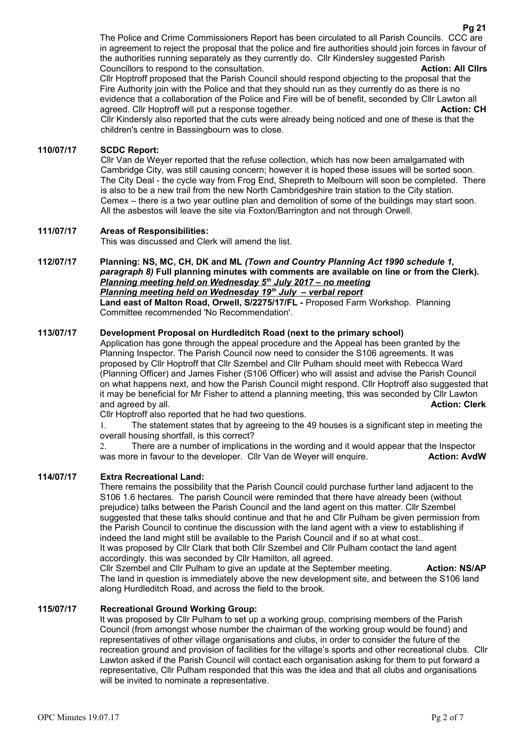The Police and Crime Commissioners Report has been circulated to all Parish Councils. CCC are in agreement to reject the proposal that the police and fire authorities should join forces in favour of the authorities running separately as they currently do. Cllr Kindersley suggested Parish Councillors to respond to the consultation. **Action: All Cllrs**

Cllr Hoptroff proposed that the Parish Council should respond objecting to the proposal that the Fire Authority join with the Police and that they should run as they currently do as there is no evidence that a collaboration of the Police and Fire will be of benefit, seconded by Cllr Lawton all agreed. Cllr Hoptroff will put a response together. **Action: CH**

Cllr Kindersly also reported that the cuts were already being noticed and one of these is that the children's centre in Bassingbourn was to close.

**110/07/17 SCDC Report:**

Cllr Van de Weyer reported that the refuse collection, which has now been amalgamated with Cambridge City, was still causing concern; however it is hoped these issues will be sorted soon. The City Deal - the cycle way from Frog End, Shepreth to Melbourn will soon be completed. There is also to be a new trail from the new North Cambridgeshire train station to the City station. Cemex – there is a two year outline plan and demolition of some of the buildings may start soon. All the asbestos will leave the site via Foxton/Barrington and not through Orwell.

**111/07/17 Areas of Responsibilities:**

This was discussed and Clerk will amend the list.

**112/07/17 Planning: NS, MC, CH, DK and ML** ***(Town and Country Planning Act 1990 schedule 1, paragraph 8)*** **Full planning minutes with comments are available on line or from the Clerk).**

***Planning meeting held on Wednesday 5th July 2017 – no meeting***

***Planning meeting held on Wednesday 19th July – verbal report***

**Land east of Malton Road, Orwell, S/2275/17/FL -** Proposed Farm Workshop. Planning Committee recommended 'No Recommendation'.

**113/07/17 Development Proposal on Hurdleditch Road (next to the primary school)**

Application has gone through the appeal procedure and the Appeal has been granted by the Planning Inspector. The Parish Council now need to consider the S106 agreements. It was proposed by Cllr Hoptroff that Cllr Szembel and Cllr Pulham should meet with Rebecca Ward (Planning Officer) and James Fisher (S106 Officer) who will assist and advise the Parish Council on what happens next, and how the Parish Council might respond. Cllr Hoptroff also suggested that it may be beneficial for Mr Fisher to attend a planning meeting, this was seconded by Cllr Lawton and agreed by all. **Action: Clerk**

Cllr Hoptroff also reported that he had two questions.

1. The statement states that by agreeing to the 49 houses is a significant step in meeting the overall housing shortfall, is this correct?
2. There are a number of implications in the wording and it would appear that the Inspector was more in favour to the developer. Cllr Van de Weyer will enquire. **Action: AvdW**

**114/07/17 Extra Recreational Land:**

There remains the possibility that the Parish Council could purchase further land adjacent to the S106 1.6 hectares. The parish Council were reminded that there have already been (without prejudice) talks between the Parish Council and the land agent on this matter. Cllr Szembel suggested that these talks should continue and that he and Cllr Pulham be given permission from the Parish Council to continue the discussion with the land agent with a view to establishing if indeed the land might still be available to the Parish Council and if so at what cost..

It was proposed by Cllr Clark that both Cllr Szembel and Cllr Pulham contact the land agent accordingly. this was seconded by Cllr Hamilton, all agreed.

Cllr Szembel and Cllr Pulham to give an update at the September meeting. **Action: NS/AP**

The land in question is immediately above the new development site, and between the S106 land along Hurdleditch Road, and across the field to the brook.

**115/07/17 Recreational Ground Working Group:**

It was proposed by Cllr Pulham to set up a working group, comprising members of the Parish Council (from amongst whose number the chairman of the working group would be found) and representatives of other village organisations and clubs, in order to consider the future of the recreation ground and provision of facilities for the village's sports and other recreational clubs. Cllr Lawton asked if the Parish Council will contact each organisation asking for them to put forward a representative, Cllr Pulham responded that this was the idea and that all clubs and organisations will be invited to nominate a representative.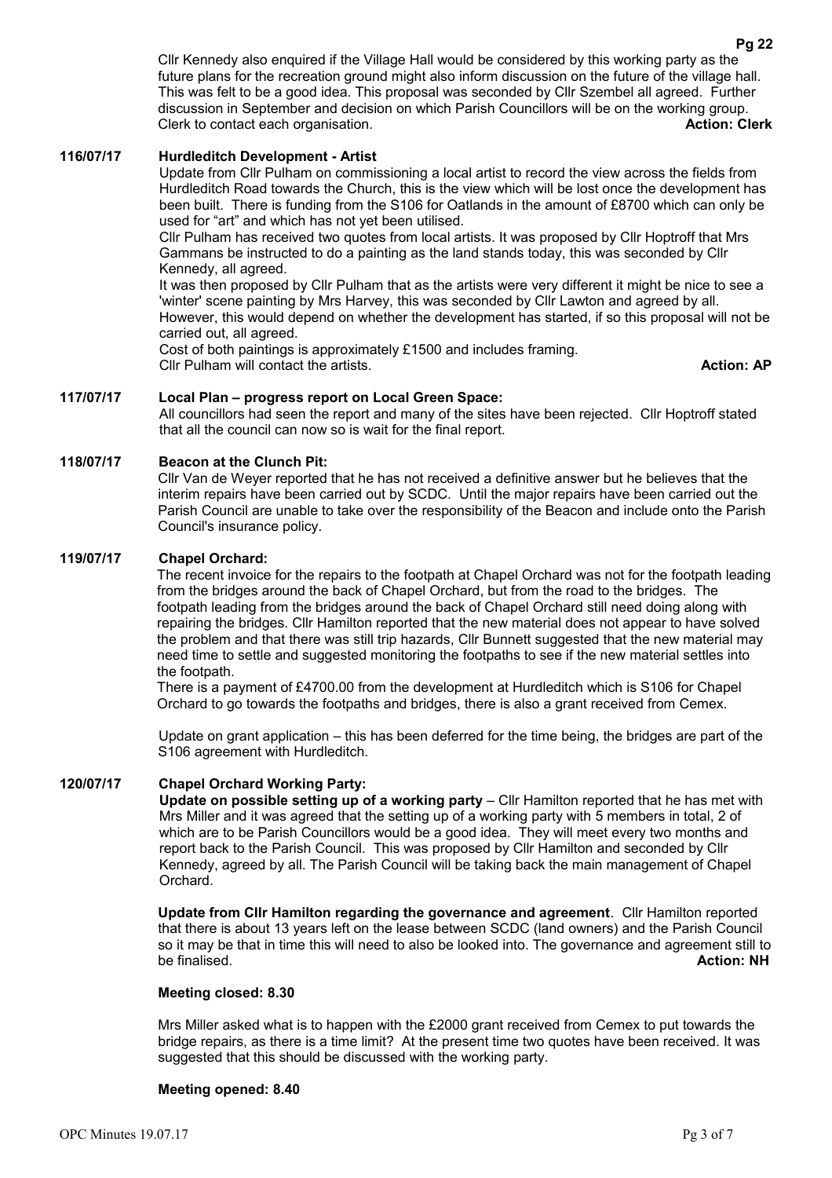Cllr Kennedy also enquired if the Village Hall would be considered by this working party as the future plans for the recreation ground might also inform discussion on the future of the village hall. This was felt to be a good idea. This proposal was seconded by Cllr Szembel all agreed. Further discussion in September and decision on which Parish Councillors will be on the working group. Clerk to contact each organisation. **Action: Clerk**

**116/07/17 Hurdleditch Development - Artist**

Update from Cllr Pulham on commissioning a local artist to record the view across the fields from Hurdleditch Road towards the Church, this is the view which will be lost once the development has been built. There is funding from the S106 for Oatlands in the amount of £8700 which can only be used for "art" and which has not yet been utilised.

Cllr Pulham has received two quotes from local artists. It was proposed by Cllr Hoptroff that Mrs Gammans be instructed to do a painting as the land stands today, this was seconded by Cllr Kennedy, all agreed.

It was then proposed by Cllr Pulham that as the artists were very different it might be nice to see a 'winter' scene painting by Mrs Harvey, this was seconded by Cllr Lawton and agreed by all. However, this would depend on whether the development has started, if so this proposal will not be carried out, all agreed.

Cost of both paintings is approximately £1500 and includes framing.

Cllr Pulham will contact the artists. **Action: AP**

**117/07/17 Local Plan – progress report on Local Green Space:**

All councillors had seen the report and many of the sites have been rejected. Cllr Hoptroff stated that all the council can now so is wait for the final report.

**118/07/17 Beacon at the Clunch Pit:**

Cllr Van de Weyer reported that he has not received a definitive answer but he believes that the interim repairs have been carried out by SCDC. Until the major repairs have been carried out the Parish Council are unable to take over the responsibility of the Beacon and include onto the Parish Council's insurance policy.

**119/07/17 Chapel Orchard:**

The recent invoice for the repairs to the footpath at Chapel Orchard was not for the footpath leading from the bridges around the back of Chapel Orchard, but from the road to the bridges. The footpath leading from the bridges around the back of Chapel Orchard still need doing along with repairing the bridges. Cllr Hamilton reported that the new material does not appear to have solved the problem and that there was still trip hazards, Cllr Bunnett suggested that the new material may need time to settle and suggested monitoring the footpaths to see if the new material settles into the footpath.

There is a payment of £4700.00 from the development at Hurdleditch which is S106 for Chapel Orchard to go towards the footpaths and bridges, there is also a grant received from Cemex.

Update on grant application – this has been deferred for the time being, the bridges are part of the S106 agreement with Hurdleditch.

**120/07/17 Chapel Orchard Working Party:**

**Update on possible setting up of a working party** – Cllr Hamilton reported that he has met with Mrs Miller and it was agreed that the setting up of a working party with 5 members in total, 2 of which are to be Parish Councillors would be a good idea. They will meet every two months and report back to the Parish Council. This was proposed by Cllr Hamilton and seconded by Cllr Kennedy, agreed by all. The Parish Council will be taking back the main management of Chapel Orchard.

**Update from Cllr Hamilton regarding the governance and agreement**. Cllr Hamilton reported that there is about 13 years left on the lease between SCDC (land owners) and the Parish Council so it may be that in time this will need to also be looked into. The governance and agreement still to be finalised. **Action: NH**

**Meeting closed: 8.30**

Mrs Miller asked what is to happen with the £2000 grant received from Cemex to put towards the bridge repairs, as there is a time limit? At the present time two quotes have been received. It was suggested that this should be discussed with the working party.

**Meeting opened: 8.40**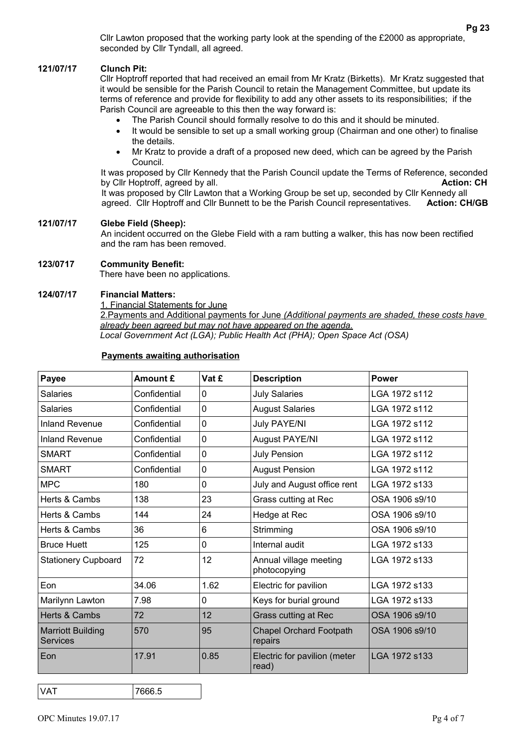Cllr Lawton proposed that the working party look at the spending of the £2000 as appropriate, seconded by Cllr Tyndall, all agreed.

**121/07/17 Clunch Pit:**

Cllr Hoptroff reported that had received an email from Mr Kratz (Birketts). Mr Kratz suggested that it would be sensible for the Parish Council to retain the Management Committee, but update its terms of reference and provide for flexibility to add any other assets to its responsibilities; if the Parish Council are agreeable to this then the way forward is:

- The Parish Council should formally resolve to do this and it should be minuted.
- It would be sensible to set up a small working group (Chairman and one other) to finalise the details.
- Mr Kratz to provide a draft of a proposed new deed, which can be agreed by the Parish Council.

It was proposed by Cllr Kennedy that the Parish Council update the Terms of Reference, seconded by Cllr Hoptroff, agreed by all. **Action: CH**

It was proposed by Cllr Lawton that a Working Group be set up, seconded by Cllr Kennedy all agreed. Cllr Hoptroff and Cllr Bunnett to be the Parish Council representatives. **Action: CH/GB**

**121/07/17 Glebe Field (Sheep):**

An incident occurred on the Glebe Field with a ram butting a walker, this has now been rectified and the ram has been removed.

**123/0717 Community Benefit:**

There have been no applications.

**124/07/17 Financial Matters:**

1. Financial Statements for June

2.Payments and Additional payments for June *(Additional payments are shaded, these costs have already been agreed but may not have appeared on the agenda.*

*Local Government Act (LGA); Public Health Act (PHA); Open Space Act (OSA)*

**Payments awaiting authorisation**

| Payee | Amount £ | Vat £ | Description | Power |
|---|---|---|---|---|
| Salaries | Confidential | 0 | July Salaries | LGA 1972 s112 |
| Salaries | Confidential | 0 | August Salaries | LGA 1972 s112 |
| Inland Revenue | Confidential | 0 | July PAYE/NI | LGA 1972 s112 |
| Inland Revenue | Confidential | 0 | August PAYE/NI | LGA 1972 s112 |
| SMART | Confidential | 0 | July Pension | LGA 1972 s112 |
| SMART | Confidential | 0 | August Pension | LGA 1972 s112 |
| MPC | 180 | 0 | July and August office rent | LGA 1972 s133 |
| Herts & Cambs | 138 | 23 | Grass cutting at Rec | OSA 1906 s9/10 |
| Herts & Cambs | 144 | 24 | Hedge at Rec | OSA 1906 s9/10 |
| Herts & Cambs | 36 | 6 | Strimming | OSA 1906 s9/10 |
| Bruce Huett | 125 | 0 | Internal audit | LGA 1972 s133 |
| Stationery Cupboard | 72 | 12 | Annual village meeting photocopying | LGA 1972 s133 |
| Eon | 34.06 | 1.62 | Electric for pavilion | LGA 1972 s133 |
| Marilynn Lawton | 7.98 | 0 | Keys for burial ground | LGA 1972 s133 |
| Herts & Cambs | 72 | 12 | Grass cutting at Rec | OSA 1906 s9/10 |
| Marriott Building Services | 570 | 95 | Chapel Orchard Footpath repairs | OSA 1906 s9/10 |
| Eon | 17.91 | 0.85 | Electric for pavilion (meter read) | LGA 1972 s133 |

| VAT | 7666.5 |
|---|---|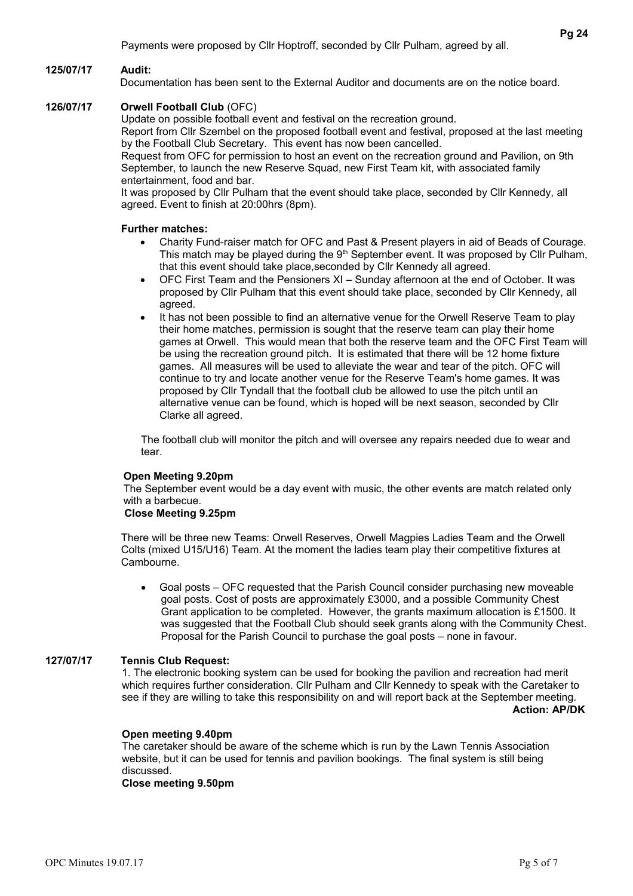Payments were proposed by Cllr Hoptroff, seconded by Cllr Pulham, agreed by all.

**125/07/17 Audit:**

Documentation has been sent to the External Auditor and documents are on the notice board.

**126/07/17 Orwell Football Club** (OFC)

Update on possible football event and festival on the recreation ground.

Report from Cllr Szembel on the proposed football event and festival, proposed at the last meeting by the Football Club Secretary. This event has now been cancelled.

Request from OFC for permission to host an event on the recreation ground and Pavilion, on 9th September, to launch the new Reserve Squad, new First Team kit, with associated family entertainment, food and bar.

It was proposed by Cllr Pulham that the event should take place, seconded by Cllr Kennedy, all agreed. Event to finish at 20:00hrs (8pm).

**Further matches:**

- Charity Fund-raiser match for OFC and Past & Present players in aid of Beads of Courage. This match may be played during the 9th September event. It was proposed by Cllr Pulham, that this event should take place,seconded by Cllr Kennedy all agreed.
- OFC First Team and the Pensioners XI – Sunday afternoon at the end of October. It was proposed by Cllr Pulham that this event should take place, seconded by Cllr Kennedy, all agreed.
- It has not been possible to find an alternative venue for the Orwell Reserve Team to play their home matches, permission is sought that the reserve team can play their home games at Orwell. This would mean that both the reserve team and the OFC First Team will be using the recreation ground pitch. It is estimated that there will be 12 home fixture games. All measures will be used to alleviate the wear and tear of the pitch. OFC will continue to try and locate another venue for the Reserve Team's home games. It was proposed by Cllr Tyndall that the football club be allowed to use the pitch until an alternative venue can be found, which is hoped will be next season, seconded by Cllr Clarke all agreed.

The football club will monitor the pitch and will oversee any repairs needed due to wear and tear.

**Open Meeting 9.20pm**

The September event would be a day event with music, the other events are match related only with a barbecue.

**Close Meeting 9.25pm**

There will be three new Teams: Orwell Reserves, Orwell Magpies Ladies Team and the Orwell Colts (mixed U15/U16) Team. At the moment the ladies team play their competitive fixtures at Cambourne.

- Goal posts – OFC requested that the Parish Council consider purchasing new moveable goal posts. Cost of posts are approximately £3000, and a possible Community Chest Grant application to be completed. However, the grants maximum allocation is £1500. It was suggested that the Football Club should seek grants along with the Community Chest. Proposal for the Parish Council to purchase the goal posts – none in favour.

**127/07/17 Tennis Club Request:**

1. The electronic booking system can be used for booking the pavilion and recreation had merit which requires further consideration. Cllr Pulham and Cllr Kennedy to speak with the Caretaker to see if they are willing to take this responsibility on and will report back at the September meeting.

**Action: AP/DK**

**Open meeting 9.40pm**

The caretaker should be aware of the scheme which is run by the Lawn Tennis Association website, but it can be used for tennis and pavilion bookings. The final system is still being discussed.

**Close meeting 9.50pm**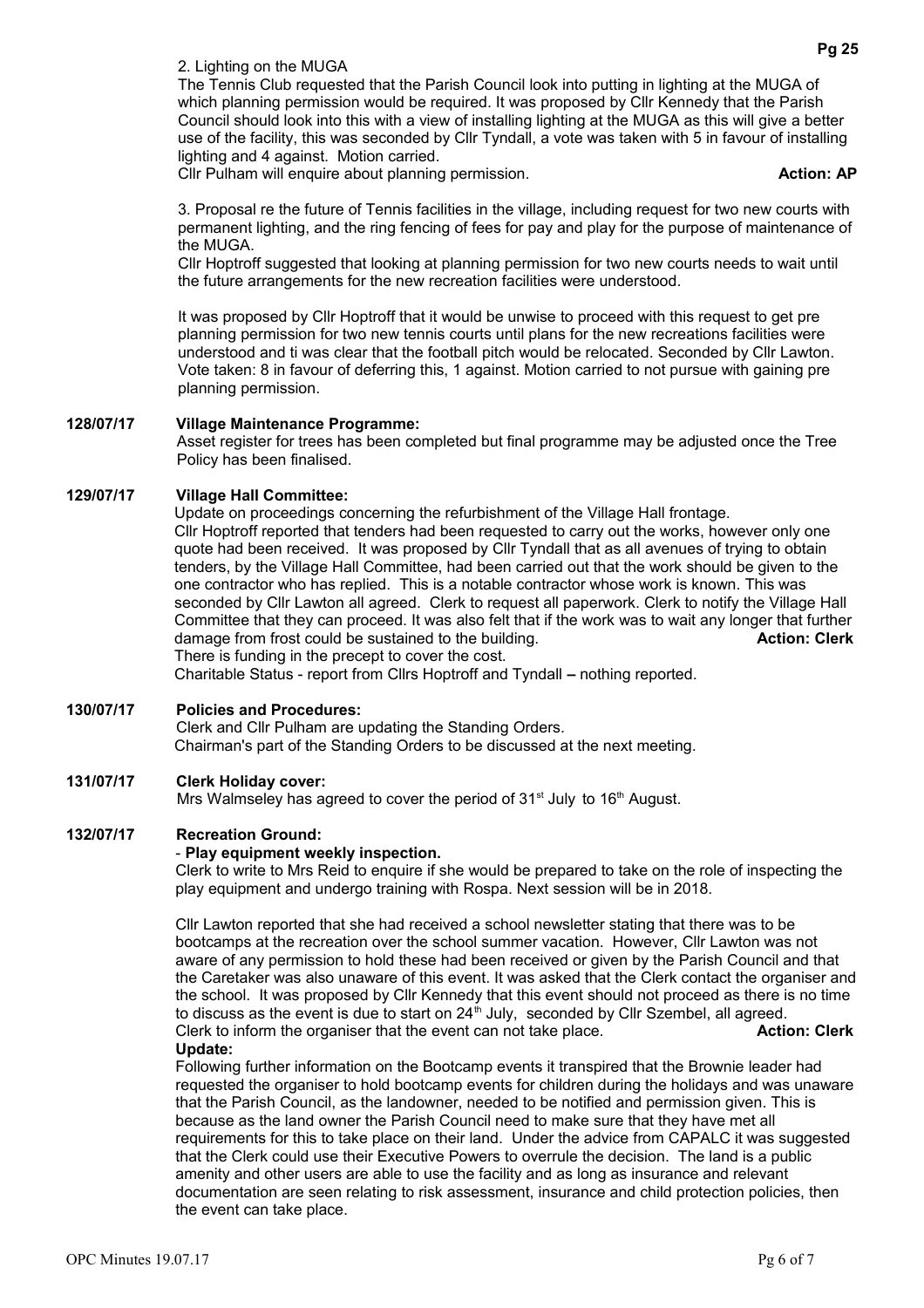2. Lighting on the MUGA

The Tennis Club requested that the Parish Council look into putting in lighting at the MUGA of which planning permission would be required. It was proposed by Cllr Kennedy that the Parish Council should look into this with a view of installing lighting at the MUGA as this will give a better use of the facility, this was seconded by Cllr Tyndall, a vote was taken with 5 in favour of installing lighting and 4 against. Motion carried.

Cllr Pulham will enquire about planning permission. **Action: AP**

3. Proposal re the future of Tennis facilities in the village, including request for two new courts with permanent lighting, and the ring fencing of fees for pay and play for the purpose of maintenance of the MUGA.

Cllr Hoptroff suggested that looking at planning permission for two new courts needs to wait until the future arrangements for the new recreation facilities were understood.

It was proposed by Cllr Hoptroff that it would be unwise to proceed with this request to get pre planning permission for two new tennis courts until plans for the new recreations facilities were understood and ti was clear that the football pitch would be relocated. Seconded by Cllr Lawton. Vote taken: 8 in favour of deferring this, 1 against. Motion carried to not pursue with gaining pre planning permission.

**128/07/17 Village Maintenance Programme:**

Asset register for trees has been completed but final programme may be adjusted once the Tree Policy has been finalised.

**129/07/17 Village Hall Committee:**

Update on proceedings concerning the refurbishment of the Village Hall frontage.

Cllr Hoptroff reported that tenders had been requested to carry out the works, however only one quote had been received. It was proposed by Cllr Tyndall that as all avenues of trying to obtain tenders, by the Village Hall Committee, had been carried out that the work should be given to the one contractor who has replied. This is a notable contractor whose work is known. This was seconded by Cllr Lawton all agreed. Clerk to request all paperwork. Clerk to notify the Village Hall Committee that they can proceed. It was also felt that if the work was to wait any longer that further damage from frost could be sustained to the building. **Action: Clerk**

There is funding in the precept to cover the cost.

Charitable Status - report from Cllrs Hoptroff and Tyndall **–** nothing reported.

**130/07/17 Policies and Procedures:**

Clerk and Cllr Pulham are updating the Standing Orders.

Chairman's part of the Standing Orders to be discussed at the next meeting.

**131/07/17 Clerk Holiday cover:**

Mrs Walmseley has agreed to cover the period of 31st July to 16th August.

**132/07/17 Recreation Ground:**

- **Play equipment weekly inspection.**

Clerk to write to Mrs Reid to enquire if she would be prepared to take on the role of inspecting the play equipment and undergo training with Rospa. Next session will be in 2018.

Cllr Lawton reported that she had received a school newsletter stating that there was to be bootcamps at the recreation over the school summer vacation. However, Cllr Lawton was not aware of any permission to hold these had been received or given by the Parish Council and that the Caretaker was also unaware of this event. It was asked that the Clerk contact the organiser and the school. It was proposed by Cllr Kennedy that this event should not proceed as there is no time to discuss as the event is due to start on 24th July, seconded by Cllr Szembel, all agreed.

Clerk to inform the organiser that the event can not take place. **Action: Clerk**

**Update:**

Following further information on the Bootcamp events it transpired that the Brownie leader had requested the organiser to hold bootcamp events for children during the holidays and was unaware that the Parish Council, as the landowner, needed to be notified and permission given. This is because as the land owner the Parish Council need to make sure that they have met all requirements for this to take place on their land. Under the advice from CAPALC it was suggested that the Clerk could use their Executive Powers to overrule the decision. The land is a public amenity and other users are able to use the facility and as long as insurance and relevant documentation are seen relating to risk assessment, insurance and child protection policies, then the event can take place.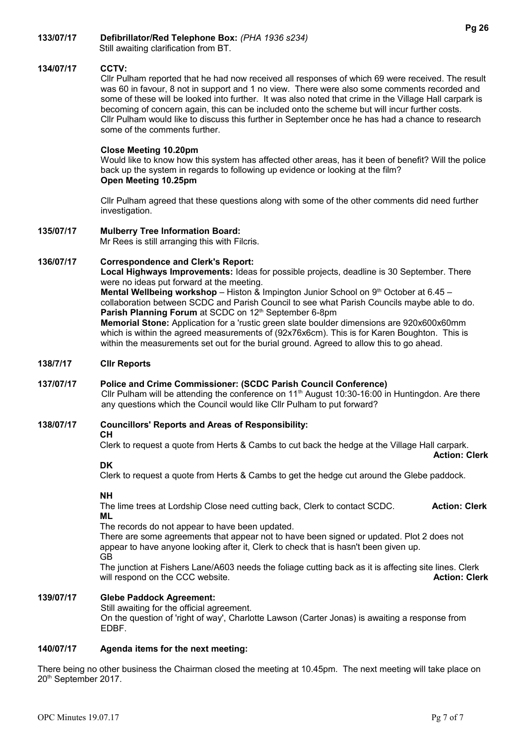**133/07/17 Defibrillator/Red Telephone Box:** *(PHA 1936 s234)*
Still awaiting clarification from BT.

**134/07/17 CCTV:**
Cllr Pulham reported that he had now received all responses of which 69 were received. The result was 60 in favour, 8 not in support and 1 no view. There were also some comments recorded and some of these will be looked into further. It was also noted that crime in the Village Hall carpark is becoming of concern again, this can be included onto the scheme but will incur further costs. Cllr Pulham would like to discuss this further in September once he has had a chance to research some of the comments further.

**Close Meeting 10.20pm**
Would like to know how this system has affected other areas, has it been of benefit? Will the police back up the system in regards to following up evidence or looking at the film?
**Open Meeting 10.25pm**

Cllr Pulham agreed that these questions along with some of the other comments did need further investigation.

**135/07/17 Mulberry Tree Information Board:**
Mr Rees is still arranging this with Filcris.

**136/07/17 Correspondence and Clerk's Report:**
**Local Highways Improvements:** Ideas for possible projects, deadline is 30 September. There were no ideas put forward at the meeting.
**Mental Wellbeing workshop** – Histon & Impington Junior School on 9th October at 6.45 – collaboration between SCDC and Parish Council to see what Parish Councils maybe able to do.
**Parish Planning Forum** at SCDC on 12th September 6-8pm
**Memorial Stone:** Application for a 'rustic green slate boulder dimensions are 920x600x60mm which is within the agreed measurements of (92x76x6cm). This is for Karen Boughton. This is within the measurements set out for the burial ground. Agreed to allow this to go ahead.

**138/7/17 Cllr Reports**

**137/07/17 Police and Crime Commissioner: (SCDC Parish Council Conference)**
Cllr Pulham will be attending the conference on 11th August 10:30-16:00 in Huntingdon. Are there any questions which the Council would like Cllr Pulham to put forward?

**138/07/17 Councillors' Reports and Areas of Responsibility:**

**CH**
Clerk to request a quote from Herts & Cambs to cut back the hedge at the Village Hall carpark.
**Action: Clerk**

**DK**
Clerk to request a quote from Herts & Cambs to get the hedge cut around the Glebe paddock.

**NH**
The lime trees at Lordship Close need cutting back, Clerk to contact SCDC. **Action: Clerk**

**ML**
The records do not appear to have been updated.
There are some agreements that appear not to have been signed or updated. Plot 2 does not appear to have anyone looking after it, Clerk to check that is hasn't been given up.

GB
The junction at Fishers Lane/A603 needs the foliage cutting back as it is affecting site lines. Clerk will respond on the CCC website. **Action: Clerk**

**139/07/17 Glebe Paddock Agreement:**
Still awaiting for the official agreement.
On the question of 'right of way', Charlotte Lawson (Carter Jonas) is awaiting a response from EDBF.

**140/07/17 Agenda items for the next meeting:**

There being no other business the Chairman closed the meeting at 10.45pm. The next meeting will take place on 20th September 2017.